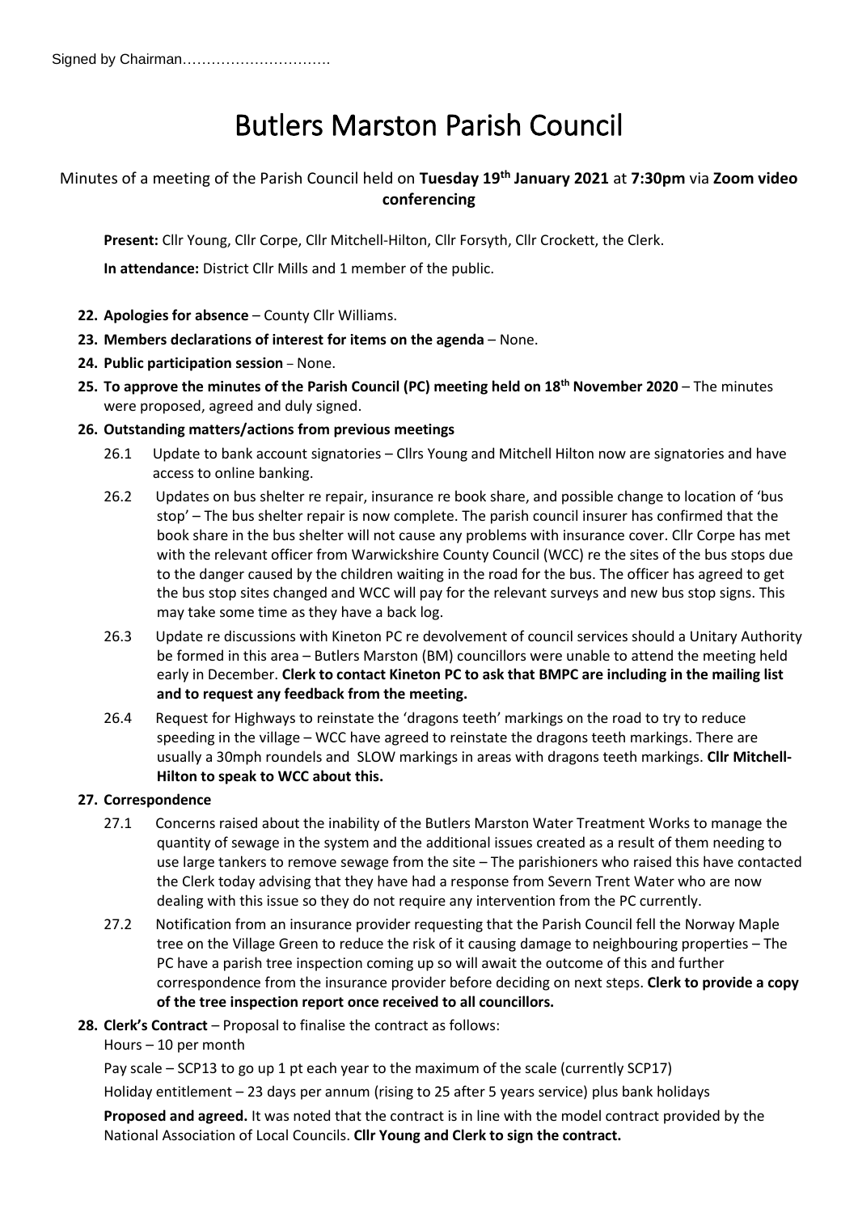Signed by Chairman…………………………

# Butlers Marston Parish Council

Minutes of a meeting of the Parish Council held on **Tuesday 19th January 2021** at **7:30pm** via **Zoom video conferencing**

**Present:** Cllr Young, Cllr Corpe, Cllr Mitchell-Hilton, Cllr Forsyth, Cllr Crockett, the Clerk.

**In attendance:** District Cllr Mills and 1 member of the public.

22. **Apologies for absence** – County Cllr Williams.
23. **Members declarations of interest for items on the agenda** – None.
24. **Public participation session** – None.
25. **To approve the minutes of the Parish Council (PC) meeting held on 18th November 2020** – The minutes were proposed, agreed and duly signed.
26. **Outstanding matters/actions from previous meetings**
    - 26.1 Update to bank account signatories – Cllrs Young and Mitchell Hilton now are signatories and have access to online banking.
    - 26.2 Updates on bus shelter re repair, insurance re book share, and possible change to location of 'bus stop' – The bus shelter repair is now complete. The parish council insurer has confirmed that the book share in the bus shelter will not cause any problems with insurance cover. Cllr Corpe has met with the relevant officer from Warwickshire County Council (WCC) re the sites of the bus stops due to the danger caused by the children waiting in the road for the bus. The officer has agreed to get the bus stop sites changed and WCC will pay for the relevant surveys and new bus stop signs. This may take some time as they have a back log.
    - 26.3 Update re discussions with Kineton PC re devolvement of council services should a Unitary Authority be formed in this area – Butlers Marston (BM) councillors were unable to attend the meeting held early in December. **Clerk to contact Kineton PC to ask that BMPC are including in the mailing list and to request any feedback from the meeting.**
    - 26.4 Request for Highways to reinstate the 'dragons teeth' markings on the road to try to reduce speeding in the village – WCC have agreed to reinstate the dragons teeth markings. There are usually a 30mph roundels and SLOW markings in areas with dragons teeth markings. **Cllr Mitchell-Hilton to speak to WCC about this.**
27. **Correspondence**
    - 27.1 Concerns raised about the inability of the Butlers Marston Water Treatment Works to manage the quantity of sewage in the system and the additional issues created as a result of them needing to use large tankers to remove sewage from the site – The parishioners who raised this have contacted the Clerk today advising that they have had a response from Severn Trent Water who are now dealing with this issue so they do not require any intervention from the PC currently.
    - 27.2 Notification from an insurance provider requesting that the Parish Council fell the Norway Maple tree on the Village Green to reduce the risk of it causing damage to neighbouring properties – The PC have a parish tree inspection coming up so will await the outcome of this and further correspondence from the insurance provider before deciding on next steps. **Clerk to provide a copy of the tree inspection report once received to all councillors.**
28. **Clerk's Contract** – Proposal to finalise the contract as follows:

    Hours – 10 per month

    Pay scale – SCP13 to go up 1 pt each year to the maximum of the scale (currently SCP17)

    Holiday entitlement – 23 days per annum (rising to 25 after 5 years service) plus bank holidays

    **Proposed and agreed.** It was noted that the contract is in line with the model contract provided by the National Association of Local Councils. **Cllr Young and Clerk to sign the contract.**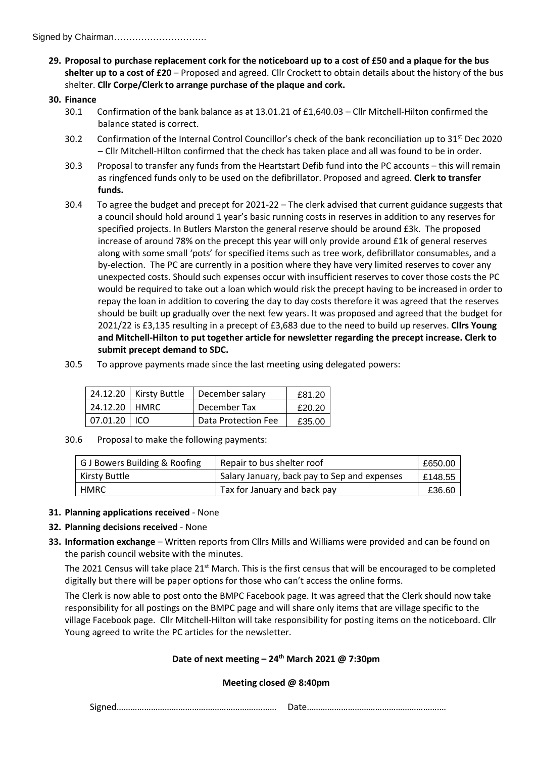Signed by Chairman…………………………

**29. Proposal to purchase replacement cork for the noticeboard up to a cost of £50 and a plaque for the bus shelter up to a cost of £20** – Proposed and agreed. Cllr Crockett to obtain details about the history of the bus shelter. **Cllr Corpe/Clerk to arrange purchase of the plaque and cork.**

**30. Finance**

30.1 Confirmation of the bank balance as at 13.01.21 of £1,640.03 – Cllr Mitchell-Hilton confirmed the balance stated is correct.

30.2 Confirmation of the Internal Control Councillor's check of the bank reconciliation up to 31st Dec 2020 – Cllr Mitchell-Hilton confirmed that the check has taken place and all was found to be in order.

30.3 Proposal to transfer any funds from the Heartstart Defib fund into the PC accounts – this will remain as ringfenced funds only to be used on the defibrillator. Proposed and agreed. **Clerk to transfer funds.**

30.4 To agree the budget and precept for 2021-22 – The clerk advised that current guidance suggests that a council should hold around 1 year's basic running costs in reserves in addition to any reserves for specified projects. In Butlers Marston the general reserve should be around £3k. The proposed increase of around 78% on the precept this year will only provide around £1k of general reserves along with some small 'pots' for specified items such as tree work, defibrillator consumables, and a by-election. The PC are currently in a position where they have very limited reserves to cover any unexpected costs. Should such expenses occur with insufficient reserves to cover those costs the PC would be required to take out a loan which would risk the precept having to be increased in order to repay the loan in addition to covering the day to day costs therefore it was agreed that the reserves should be built up gradually over the next few years. It was proposed and agreed that the budget for 2021/22 is £3,135 resulting in a precept of £3,683 due to the need to build up reserves. **Cllrs Young and Mitchell-Hilton to put together article for newsletter regarding the precept increase. Clerk to submit precept demand to SDC.**

30.5 To approve payments made since the last meeting using delegated powers:

| | | | |
|---|---|---|---|
| 24.12.20 | Kirsty Buttle | December salary | £81.20 |
| 24.12.20 | HMRC | December Tax | £20.20 |
| 07.01.20 | ICO | Data Protection Fee | £35.00 |

30.6 Proposal to make the following payments:

| | | |
|---|---|---|
| G J Bowers Building & Roofing | Repair to bus shelter roof | £650.00 |
| Kirsty Buttle | Salary January, back pay to Sep and expenses | £148.55 |
| HMRC | Tax for January and back pay | £36.60 |

**31. Planning applications received** - None

**32. Planning decisions received** - None

**33. Information exchange** – Written reports from Cllrs Mills and Williams were provided and can be found on the parish council website with the minutes.

The 2021 Census will take place 21st March. This is the first census that will be encouraged to be completed digitally but there will be paper options for those who can't access the online forms.

The Clerk is now able to post onto the BMPC Facebook page. It was agreed that the Clerk should now take responsibility for all postings on the BMPC page and will share only items that are village specific to the village Facebook page. Cllr Mitchell-Hilton will take responsibility for posting items on the noticeboard. Cllr Young agreed to write the PC articles for the newsletter.

**Date of next meeting – 24th March 2021 @ 7:30pm**

**Meeting closed @ 8:40pm**

Signed…………………………………………………………… Date……………………………………………………